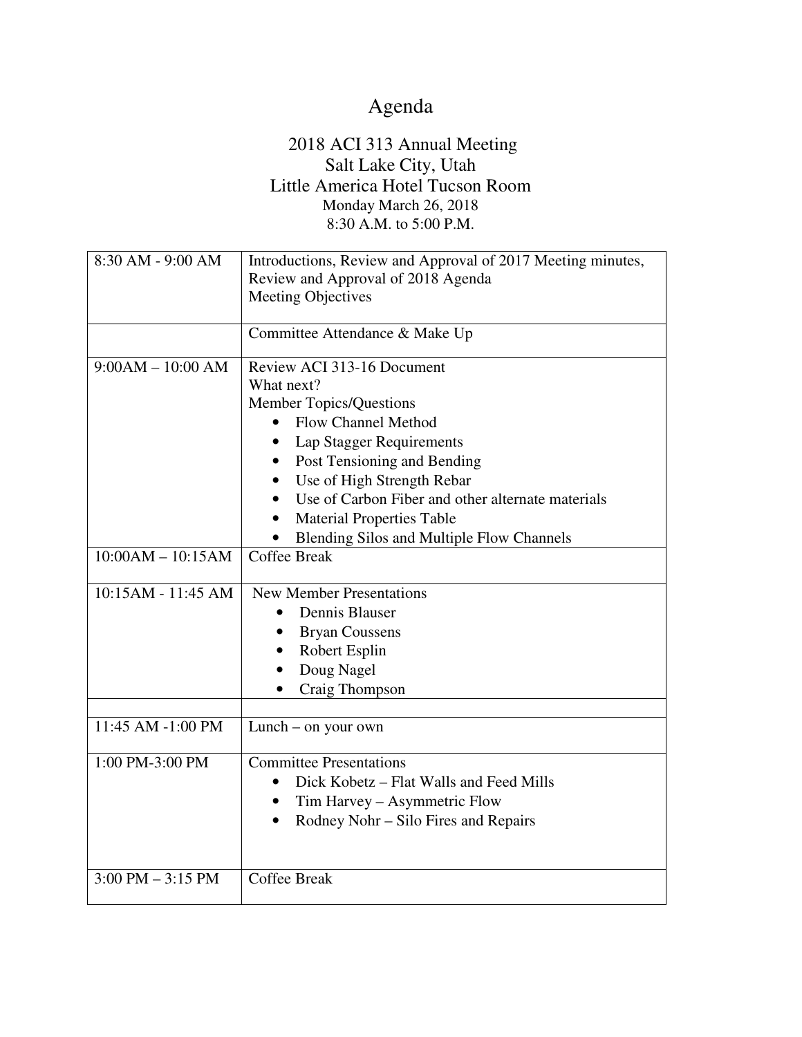# Agenda

## 2018 ACI 313 Annual Meeting

Salt Lake City, Utah
Little America Hotel Tucson Room
Monday March 26, 2018
8:30 A.M. to 5:00 P.M.

| | |
|---|---|
| 8:30 AM - 9:00 AM | Introductions, Review and Approval of 2017 Meeting minutes, Review and Approval of 2018 Agenda<br>Meeting Objectives |
| | Committee Attendance & Make Up |
| 9:00AM – 10:00 AM | Review ACI 313-16 Document<br>What next?<br>Member Topics/Questions<br>• Flow Channel Method<br>• Lap Stagger Requirements<br>• Post Tensioning and Bending<br>• Use of High Strength Rebar<br>• Use of Carbon Fiber and other alternate materials<br>• Material Properties Table<br>• Blending Silos and Multiple Flow Channels |
| 10:00AM – 10:15AM | Coffee Break |
| 10:15AM - 11:45 AM | New Member Presentations<br>• Dennis Blauser<br>• Bryan Coussens<br>• Robert Esplin<br>• Doug Nagel<br>• Craig Thompson |
| | |
| 11:45 AM -1:00 PM | Lunch – on your own |
| 1:00 PM-3:00 PM | Committee Presentations<br>• Dick Kobetz – Flat Walls and Feed Mills<br>• Tim Harvey – Asymmetric Flow<br>• Rodney Nohr – Silo Fires and Repairs |
| 3:00 PM – 3:15 PM | Coffee Break |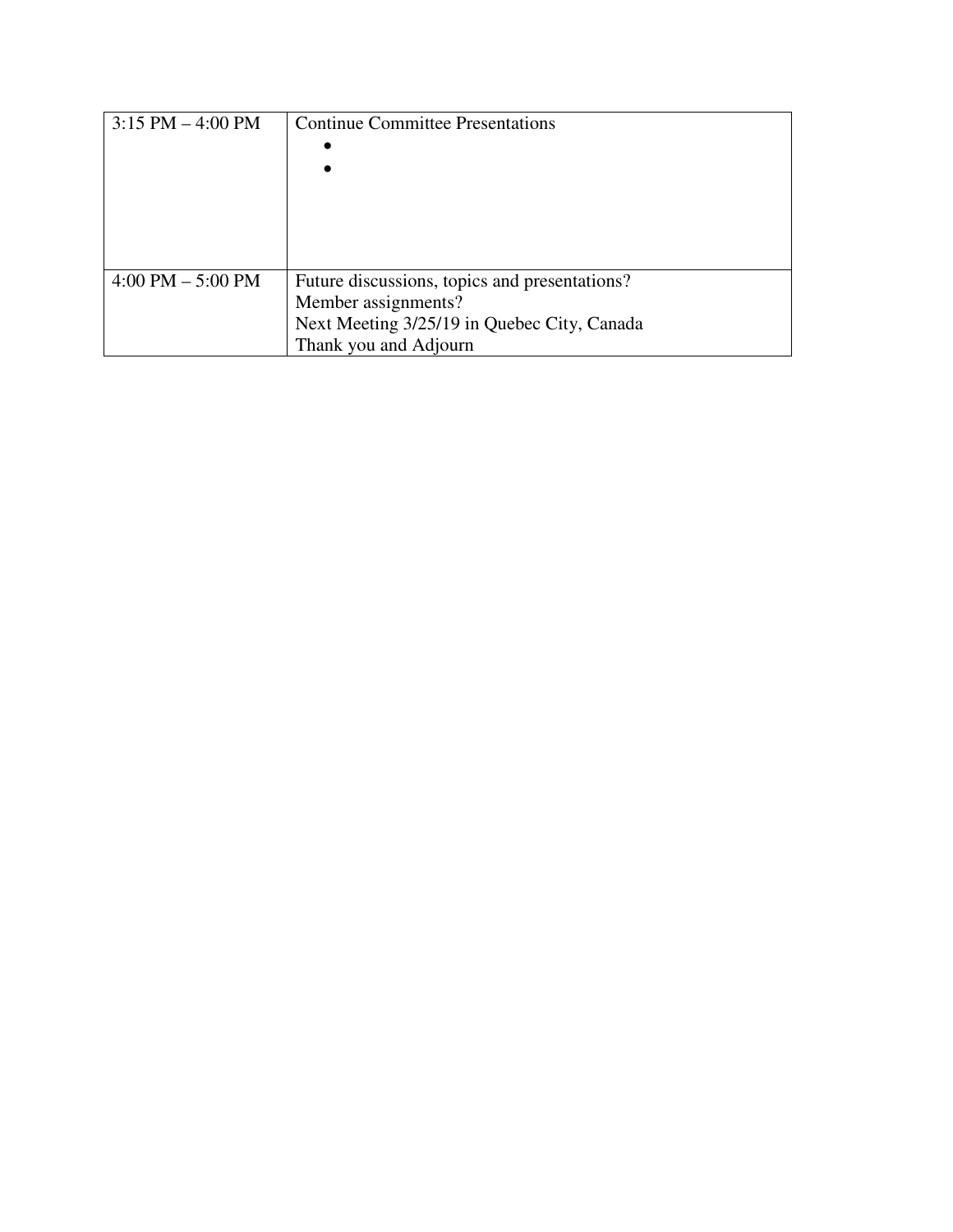| | |
|---|---|
| 3:15 PM – 4:00 PM | Continue Committee Presentations<br>•<br>• |
| 4:00 PM – 5:00 PM | Future discussions, topics and presentations?<br>Member assignments?<br>Next Meeting 3/25/19 in Quebec City, Canada<br>Thank you and Adjourn |